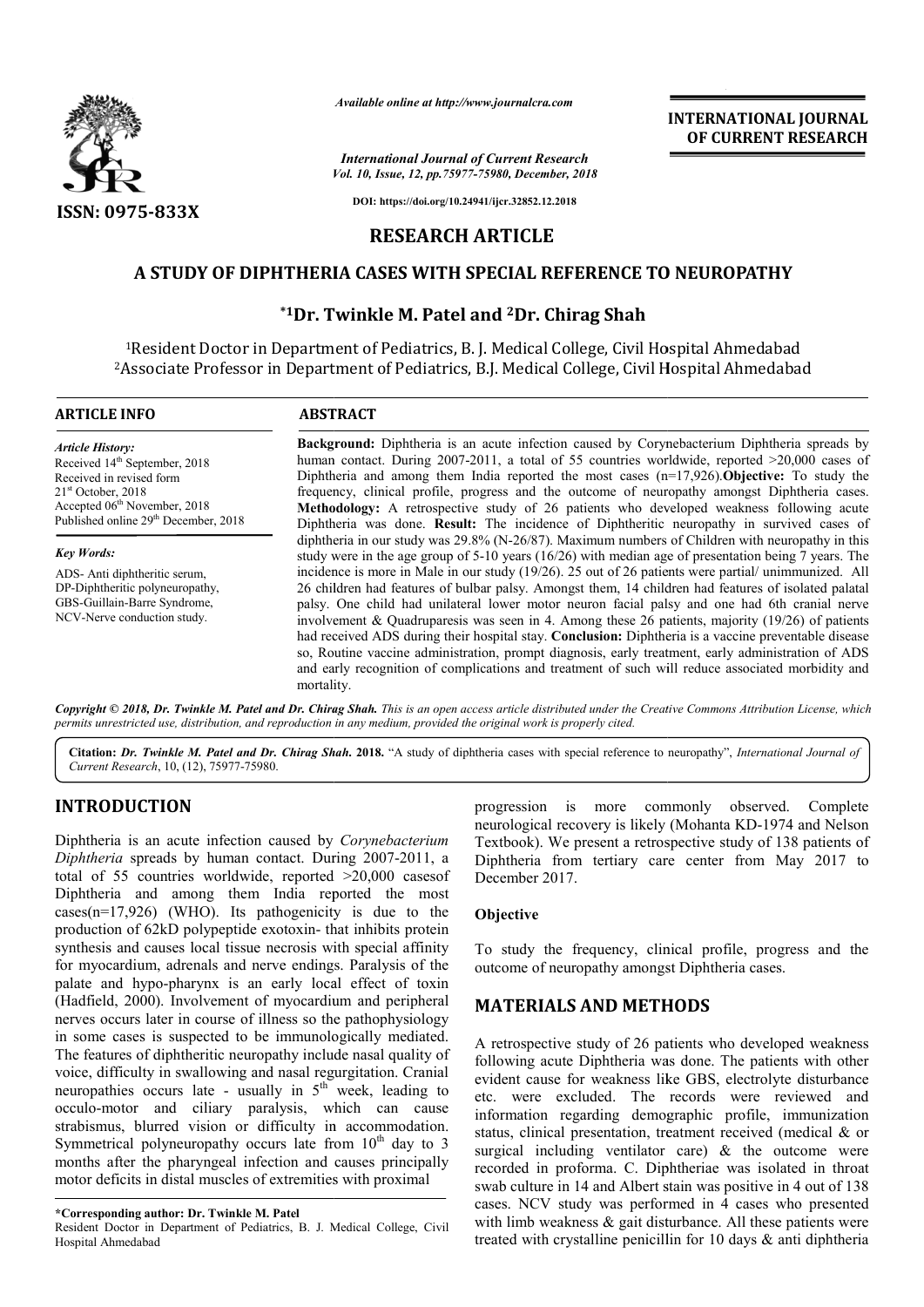ISSN: 0975-833X

*Available online at http://www.journalcra.com*

*International Journal of Current Research*
*Vol. 10, Issue, 12, pp.75977-75980, December, 2018*

**DOI: https://doi.org/10.24941/ijcr.32852.12.2018**

**INTERNATIONAL JOURNAL OF CURRENT RESEARCH**

## RESEARCH ARTICLE

# A STUDY OF DIPHTHERIA CASES WITH SPECIAL REFERENCE TO NEUROPATHY

**[*1]Dr. Twinkle M. Patel and [2]Dr. Chirag Shah**

[1]Resident Doctor in Department of Pediatrics, B. J. Medical College, Civil Hospital Ahmedabad
[2]Associate Professor in Department of Pediatrics, B.J. Medical College, Civil Hospital Ahmedabad

**ARTICLE INFO**

*Article History:*
Received 14th September, 2018
Received in revised form
21st October, 2018
Accepted 06th November, 2018
Published online 29th December, 2018

*Key Words:*
ADS- Anti diphtheritic serum,
DP-Diphtheritic polyneuropathy,
GBS-Guillain-Barre Syndrome,
NCV-Nerve conduction study.

**ABSTRACT**

**Background:** Diphtheria is an acute infection caused by Corynebacterium Diphtheria spreads by human contact. During 2007-2011, a total of 55 countries worldwide, reported >20,000 cases of Diphtheria and among them India reported the most cases (n=17,926).**Objective:** To study the frequency, clinical profile, progress and the outcome of neuropathy amongst Diphtheria cases. **Methodology:** A retrospective study of 26 patients who developed weakness following acute Diphtheria was done. **Result:** The incidence of Diphtheritic neuropathy in survived cases of diphtheria in our study was 29.8% (N-26/87). Maximum numbers of Children with neuropathy in this study were in the age group of 5-10 years (16/26) with median age of presentation being 7 years. The incidence is more in Male in our study (19/26). 25 out of 26 patients were partial/ unimmunized. All 26 children had features of bulbar palsy. Amongst them, 14 children had features of isolated palatal palsy. One child had unilateral lower motor neuron facial palsy and one had 6th cranial nerve involvement & Quadruparesis was seen in 4. Among these 26 patients, majority (19/26) of patients had received ADS during their hospital stay. **Conclusion:** Diphtheria is a vaccine preventable disease so, Routine vaccine administration, prompt diagnosis, early treatment, early administration of ADS and early recognition of complications and treatment of such will reduce associated morbidity and mortality.

*Copyright © 2018, Dr. Twinkle M. Patel and Dr. Chirag Shah. This is an open access article distributed under the Creative Commons Attribution License, which permits unrestricted use, distribution, and reproduction in any medium, provided the original work is properly cited.*

**Citation:** *Dr. Twinkle M. Patel and Dr. Chirag Shah.* **2018.** "A study of diphtheria cases with special reference to neuropathy", *International Journal of Current Research*, 10, (12), 75977-75980.

## INTRODUCTION

Diphtheria is an acute infection caused by *Corynebacterium Diphtheria* spreads by human contact. During 2007-2011, a total of 55 countries worldwide, reported >20,000 casesof Diphtheria and among them India reported the most cases(n=17,926) (WHO). Its pathogenicity is due to the production of 62kD polypeptide exotoxin- that inhibits protein synthesis and causes local tissue necrosis with special affinity for myocardium, adrenals and nerve endings. Paralysis of the palate and hypo-pharynx is an early local effect of toxin (Hadfield, 2000). Involvement of myocardium and peripheral nerves occurs later in course of illness so the pathophysiology in some cases is suspected to be immunologically mediated. The features of diphtheritic neuropathy include nasal quality of voice, difficulty in swallowing and nasal regurgitation. Cranial neuropathies occurs late - usually in 5th week, leading to occulo-motor and ciliary paralysis, which can cause strabismus, blurred vision or difficulty in accommodation. Symmetrical polyneuropathy occurs late from 10th day to 3 months after the pharyngeal infection and causes principally motor deficits in distal muscles of extremities with proximal progression is more commonly observed. Complete neurological recovery is likely (Mohanta KD-1974 and Nelson Textbook). We present a retrospective study of 138 patients of Diphtheria from tertiary care center from May 2017 to December 2017.

**Objective**

To study the frequency, clinical profile, progress and the outcome of neuropathy amongst Diphtheria cases.

## MATERIALS AND METHODS

A retrospective study of 26 patients who developed weakness following acute Diphtheria was done. The patients with other evident cause for weakness like GBS, electrolyte disturbance etc. were excluded. The records were reviewed and information regarding demographic profile, immunization status, clinical presentation, treatment received (medical & or surgical including ventilator care) & the outcome were recorded in proforma. C. Diphtheriae was isolated in throat swab culture in 14 and Albert stain was positive in 4 out of 138 cases. NCV study was performed in 4 cases who presented with limb weakness & gait disturbance. All these patients were treated with crystalline penicillin for 10 days & anti diphtheria

**\*Corresponding author: Dr. Twinkle M. Patel**
Resident Doctor in Department of Pediatrics, B. J. Medical College, Civil Hospital Ahmedabad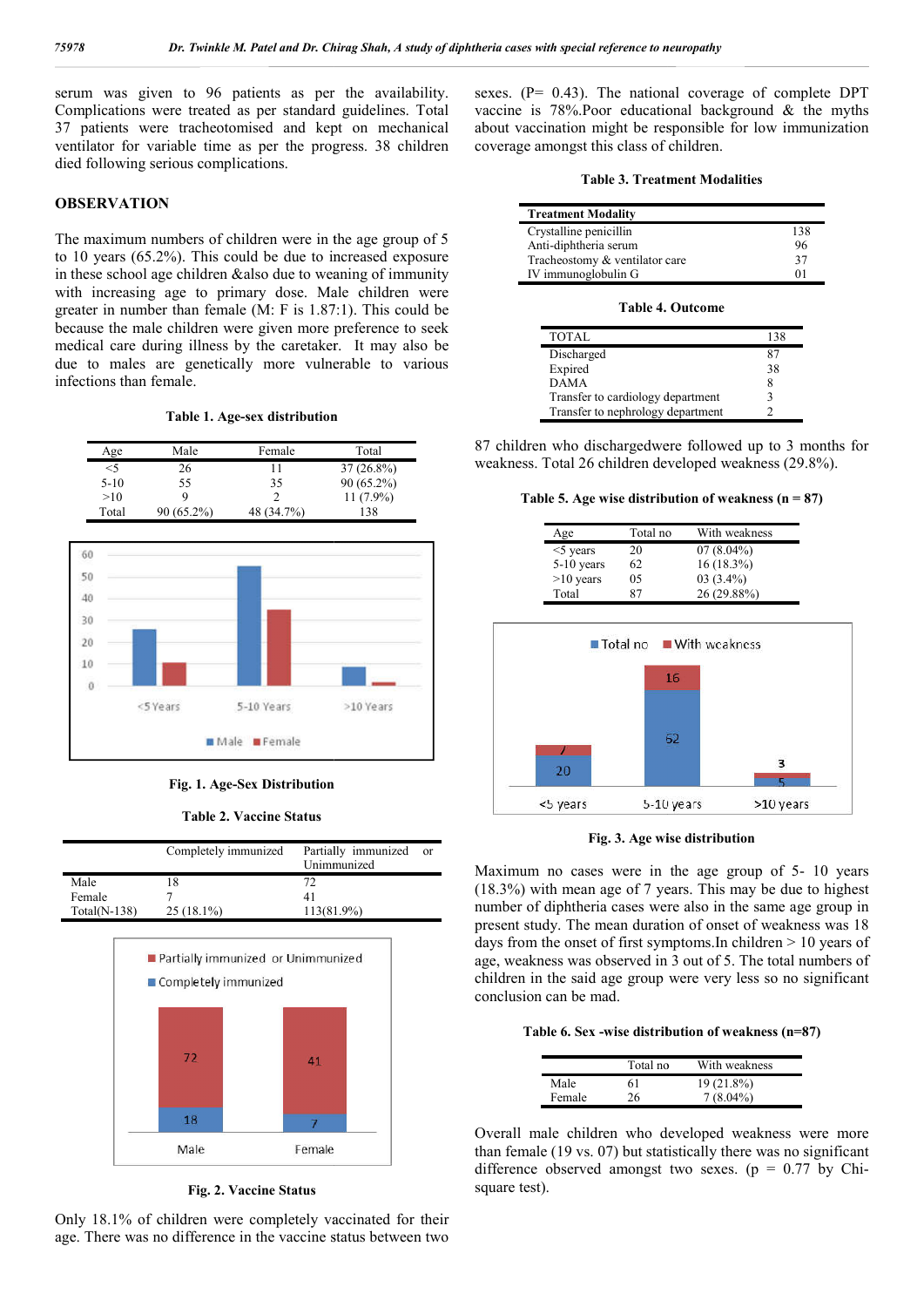serum was given to 96 patients as per the availability. Complications were treated as per standard guidelines. Total 37 patients were tracheotomised and kept on mechanical ventilator for variable time as per the progress. 38 children died following serious complications.

## OBSERVATION

The maximum numbers of children were in the age group of 5 to 10 years (65.2%). This could be due to increased exposure in these school age children &also due to weaning of immunity with increasing age to primary dose. Male children were greater in number than female (M: F is 1.87:1). This could be because the male children were given more preference to seek medical care during illness by the caretaker. It may also be due to males are genetically more vulnerable to various infections than female.

**Table 1. Age-sex distribution**

| Age | Male | Female | Total |
|---|---|---|---|
| <5 | 26 | 11 | 37 (26.8%) |
| 5-10 | 55 | 35 | 90 (65.2%) |
| >10 | 9 | 2 | 11 (7.9%) |
| Total | 90 (65.2%) | 48 (34.7%) | 138 |

**Fig. 1. Age-Sex Distribution**

**Table 2. Vaccine Status**

| | Completely immunized | Partially immunized or Unimmunized |
|---|---|---|
| Male | 18 | 72 |
| Female | 7 | 41 |
| Total(N-138) | 25 (18.1%) | 113(81.9%) |

**Fig. 2. Vaccine Status**

Only 18.1% of children were completely vaccinated for their age. There was no difference in the vaccine status between two sexes. (P= 0.43). The national coverage of complete DPT vaccine is 78%.Poor educational background & the myths about vaccination might be responsible for low immunization coverage amongst this class of children.

**Table 3. Treatment Modalities**

| Treatment Modality | |
|---|---|
| Crystalline penicillin | 138 |
| Anti-diphtheria serum | 96 |
| Tracheostomy & ventilator care | 37 |
| IV immunoglobulin G | 01 |

**Table 4. Outcome**

| TOTAL | 138 |
|---|---|
| Discharged | 87 |
| Expired | 38 |
| DAMA | 8 |
| Transfer to cardiology department | 3 |
| Transfer to nephrology department | 2 |

87 children who dischargedwere followed up to 3 months for weakness. Total 26 children developed weakness (29.8%).

**Table 5. Age wise distribution of weakness (n = 87)**

| Age | Total no | With weakness |
|---|---|---|
| <5 years | 20 | 07 (8.04%) |
| 5-10 years | 62 | 16 (18.3%) |
| >10 years | 05 | 03 (3.4%) |
| Total | 87 | 26 (29.88%) |

**Fig. 3. Age wise distribution**

Maximum no cases were in the age group of 5- 10 years (18.3%) with mean age of 7 years. This may be due to highest number of diphtheria cases were also in the same age group in present study. The mean duration of onset of weakness was 18 days from the onset of first symptoms.In children > 10 years of age, weakness was observed in 3 out of 5. The total numbers of children in the said age group were very less so no significant conclusion can be mad.

**Table 6. Sex -wise distribution of weakness (n=87)**

| | Total no | With weakness |
|---|---|---|
| Male | 61 | 19 (21.8%) |
| Female | 26 | 7 (8.04%) |

Overall male children who developed weakness were more than female (19 vs. 07) but statistically there was no significant difference observed amongst two sexes. (p = 0.77 by Chi-square test).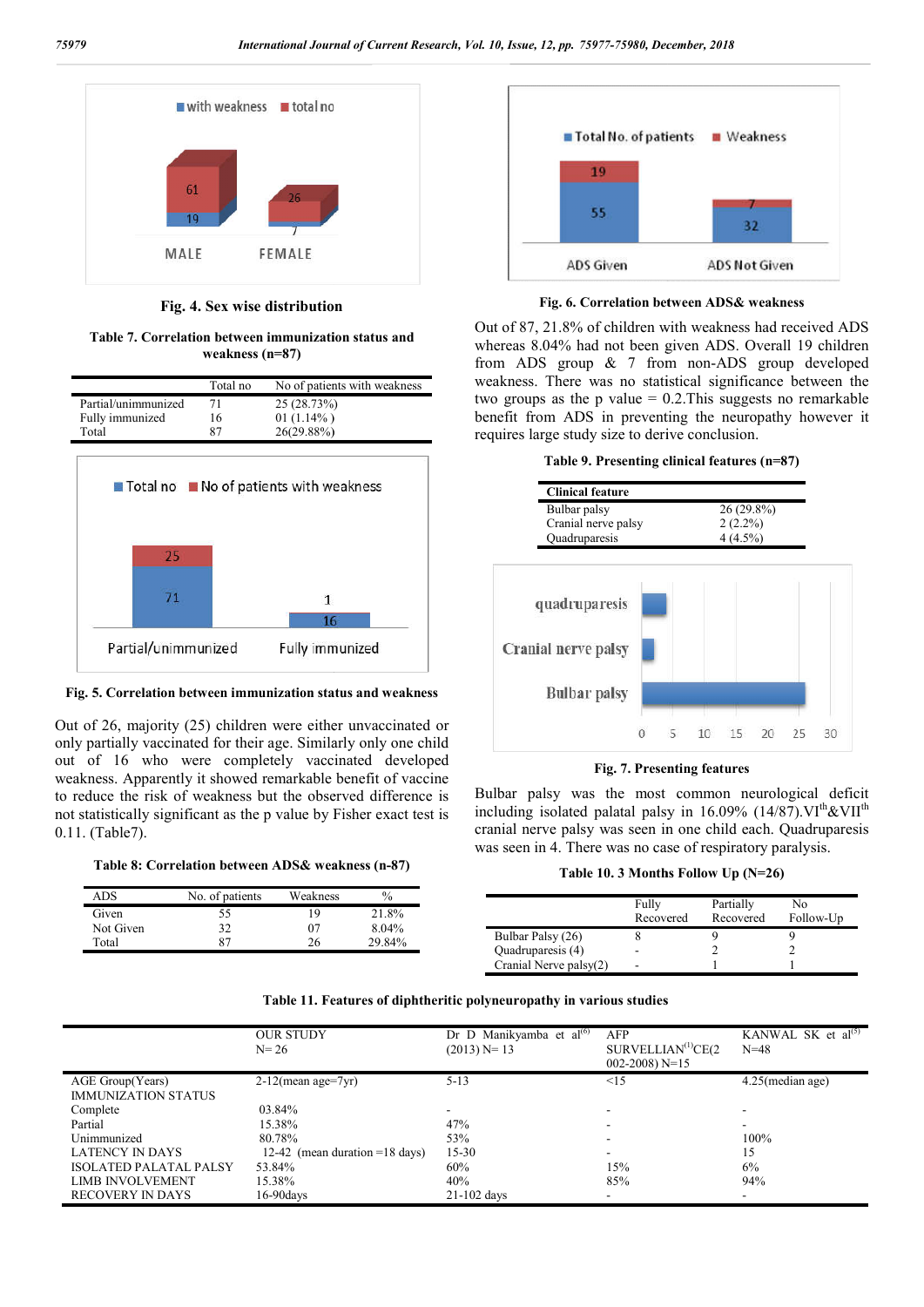Fig. 4. Sex wise distribution

**Table 7. Correlation between immunization status and weakness (n=87)**

| | Total no | No of patients with weakness |
|---|---|---|
| Partial/unimmunized | 71 | 25 (28.73%) |
| Fully immunized | 16 | 01 (1.14% ) |
| Total | 87 | 26(29.88%) |

Fig. 5. Correlation between immunization status and weakness

Out of 26, majority (25) children were either unvaccinated or only partially vaccinated for their age. Similarly only one child out of 16 who were completely vaccinated developed weakness. Apparently it showed remarkable benefit of vaccine to reduce the risk of weakness but the observed difference is not statistically significant as the p value by Fisher exact test is 0.11. (Table7).

**Table 8: Correlation between ADS& weakness (n-87)**

| ADS | No. of patients | Weakness | % |
|---|---|---|---|
| Given | 55 | 19 | 21.8% |
| Not Given | 32 | 07 | 8.04% |
| Total | 87 | 26 | 29.84% |

Fig. 6. Correlation between ADS& weakness

Out of 87, 21.8% of children with weakness had received ADS whereas 8.04% had not been given ADS. Overall 19 children from ADS group & 7 from non-ADS group developed weakness. There was no statistical significance between the two groups as the p value = 0.2.This suggests no remarkable benefit from ADS in preventing the neuropathy however it requires large study size to derive conclusion.

**Table 9. Presenting clinical features (n=87)**

| Clinical feature | |
|---|---|
| Bulbar palsy | 26 (29.8%) |
| Cranial nerve palsy | 2 (2.2%) |
| Quadruparesis | 4 (4.5%) |

Fig. 7. Presenting features

Bulbar palsy was the most common neurological deficit including isolated palatal palsy in 16.09% (14/87).VI$^{th}$&VII$^{th}$ cranial nerve palsy was seen in one child each. Quadruparesis was seen in 4. There was no case of respiratory paralysis.

**Table 10. 3 Months Follow Up (N=26)**

| | Fully Recovered | Partially Recovered | No Follow-Up |
|---|---|---|---|
| Bulbar Palsy (26) | 8 | 9 | 9 |
| Quadruparesis (4) | - | 2 | 2 |
| Cranial Nerve palsy(2) | - | 1 | 1 |

**Table 11. Features of diphtheritic polyneuropathy in various studies**

| | OUR STUDY N= 26 | Dr D Manikyamba et al[6] (2013) N= 13 | AFP SURVELLIAN[1]CE(2 002-2008) N=15 | KANWAL SK et al[5] N=48 |
|---|---|---|---|---|
| AGE Group(Years) | 2-12(mean age=7yr) | 5-13 | <15 | 4.25(median age) |
| IMMUNIZATION STATUS | | | | |
| Complete | 03.84% | - | - | - |
| Partial | 15.38% | 47% | - | - |
| Unimmunized | 80.78% | 53% | - | 100% |
| LATENCY IN DAYS | 12-42 (mean duration =18 days) | 15-30 | - | 15 |
| ISOLATED PALATAL PALSY | 53.84% | 60% | 15% | 6% |
| LIMB INVOLVEMENT | 15.38% | 40% | 85% | 94% |
| RECOVERY IN DAYS | 16-90days | 21-102 days | - | - |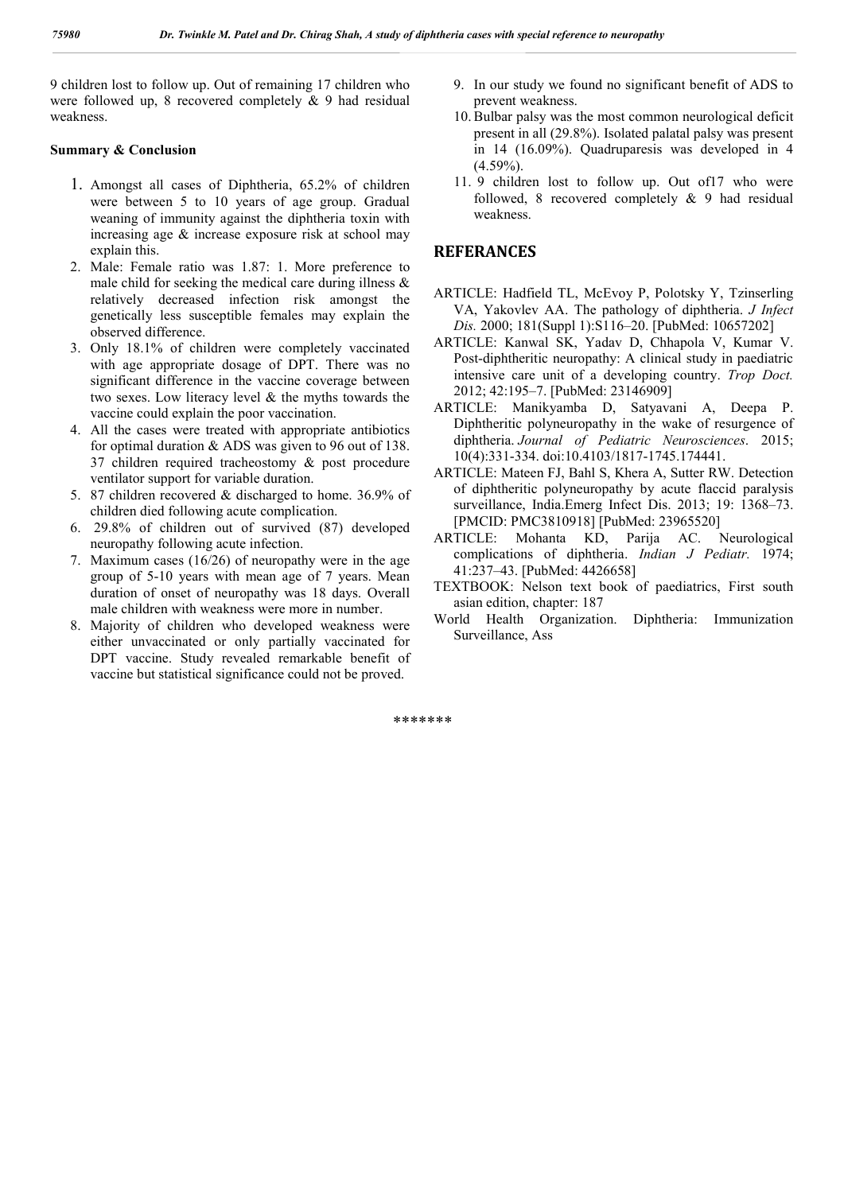9 children lost to follow up. Out of remaining 17 children who were followed up, 8 recovered completely & 9 had residual weakness.

**Summary & Conclusion**

1. Amongst all cases of Diphtheria, 65.2% of children were between 5 to 10 years of age group. Gradual weaning of immunity against the diphtheria toxin with increasing age & increase exposure risk at school may explain this.
2. Male: Female ratio was 1.87: 1. More preference to male child for seeking the medical care during illness & relatively decreased infection risk amongst the genetically less susceptible females may explain the observed difference.
3. Only 18.1% of children were completely vaccinated with age appropriate dosage of DPT. There was no significant difference in the vaccine coverage between two sexes. Low literacy level & the myths towards the vaccine could explain the poor vaccination.
4. All the cases were treated with appropriate antibiotics for optimal duration & ADS was given to 96 out of 138. 37 children required tracheostomy & post procedure ventilator support for variable duration.
5. 87 children recovered & discharged to home. 36.9% of children died following acute complication.
6. 29.8% of children out of survived (87) developed neuropathy following acute infection.
7. Maximum cases (16/26) of neuropathy were in the age group of 5-10 years with mean age of 7 years. Mean duration of onset of neuropathy was 18 days. Overall male children with weakness were more in number.
8. Majority of children who developed weakness were either unvaccinated or only partially vaccinated for DPT vaccine. Study revealed remarkable benefit of vaccine but statistical significance could not be proved.
9. In our study we found no significant benefit of ADS to prevent weakness.
10. Bulbar palsy was the most common neurological deficit present in all (29.8%). Isolated palatal palsy was present in 14 (16.09%). Quadruparesis was developed in 4 (4.59%).
11. 9 children lost to follow up. Out of17 who were followed, 8 recovered completely & 9 had residual weakness.

## REFERANCES

ARTICLE: Hadfield TL, McEvoy P, Polotsky Y, Tzinserling VA, Yakovlev AA. The pathology of diphtheria. *J Infect Dis.* 2000; 181(Suppl 1):S116–20. [PubMed: 10657202]

ARTICLE: Kanwal SK, Yadav D, Chhapola V, Kumar V. Post-diphtheritic neuropathy: A clinical study in paediatric intensive care unit of a developing country. *Trop Doct.* 2012; 42:195–7. [PubMed: 23146909]

ARTICLE: Manikyamba D, Satyavani A, Deepa P. Diphtheritic polyneuropathy in the wake of resurgence of diphtheria. *Journal of Pediatric Neurosciences*. 2015; 10(4):331-334. doi:10.4103/1817-1745.174441.

ARTICLE: Mateen FJ, Bahl S, Khera A, Sutter RW. Detection of diphtheritic polyneuropathy by acute flaccid paralysis surveillance, India.Emerg Infect Dis. 2013; 19: 1368–73. [PMCID: PMC3810918] [PubMed: 23965520]

ARTICLE: Mohanta KD, Parija AC. Neurological complications of diphtheria. *Indian J Pediatr.* 1974; 41:237–43. [PubMed: 4426658]

TEXTBOOK: Nelson text book of paediatrics, First south asian edition, chapter: 187

World Health Organization. Diphtheria: Immunization Surveillance, Ass

\*\*\*\*\*\*\*